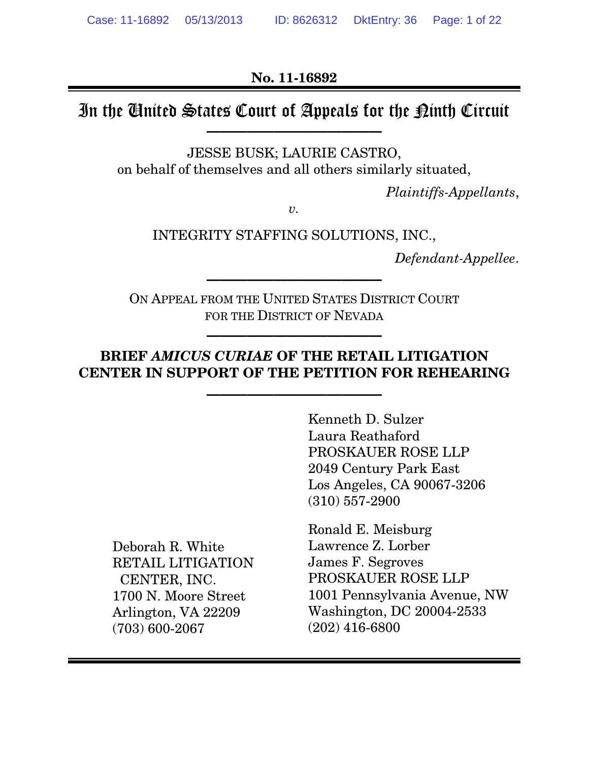**No. 11-16892**

# In the United States Court of Appeals for the Ninth Circuit

JESSE BUSK; LAURIE CASTRO,
on behalf of themselves and all others similarly situated,

*Plaintiffs-Appellants*,

*v.*

INTEGRITY STAFFING SOLUTIONS, INC.,

*Defendant-Appellee*.

ON APPEAL FROM THE UNITED STATES DISTRICT COURT
FOR THE DISTRICT OF NEVADA

## BRIEF *AMICUS CURIAE* OF THE RETAIL LITIGATION CENTER IN SUPPORT OF THE PETITION FOR REHEARING

Kenneth D. Sulzer
Laura Reathaford
PROSKAUER ROSE LLP
2049 Century Park East
Los Angeles, CA 90067-3206
(310) 557-2900

Deborah R. White
RETAIL LITIGATION CENTER, INC.
1700 N. Moore Street
Arlington, VA 22209
(703) 600-2067

Ronald E. Meisburg
Lawrence Z. Lorber
James F. Segroves
PROSKAUER ROSE LLP
1001 Pennsylvania Avenue, NW
Washington, DC 20004-2533
(202) 416-6800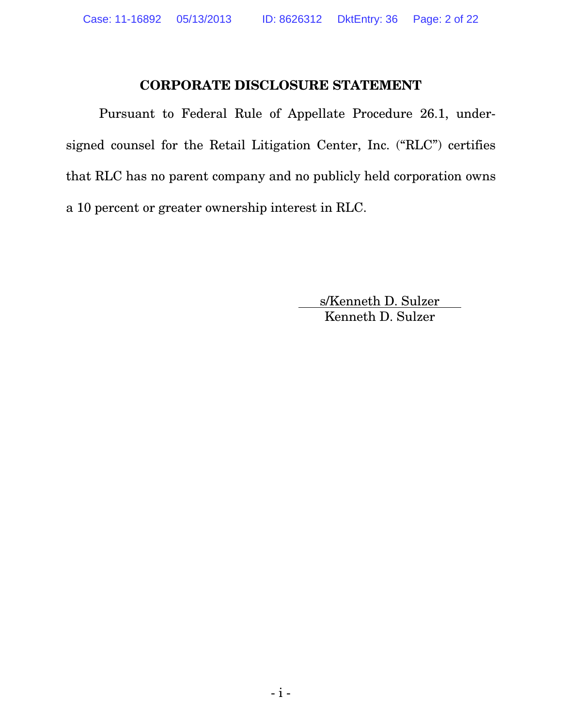## CORPORATE DISCLOSURE STATEMENT

Pursuant to Federal Rule of Appellate Procedure 26.1, undersigned counsel for the Retail Litigation Center, Inc. ("RLC") certifies that RLC has no parent company and no publicly held corporation owns a 10 percent or greater ownership interest in RLC.

s/Kenneth D. Sulzer
Kenneth D. Sulzer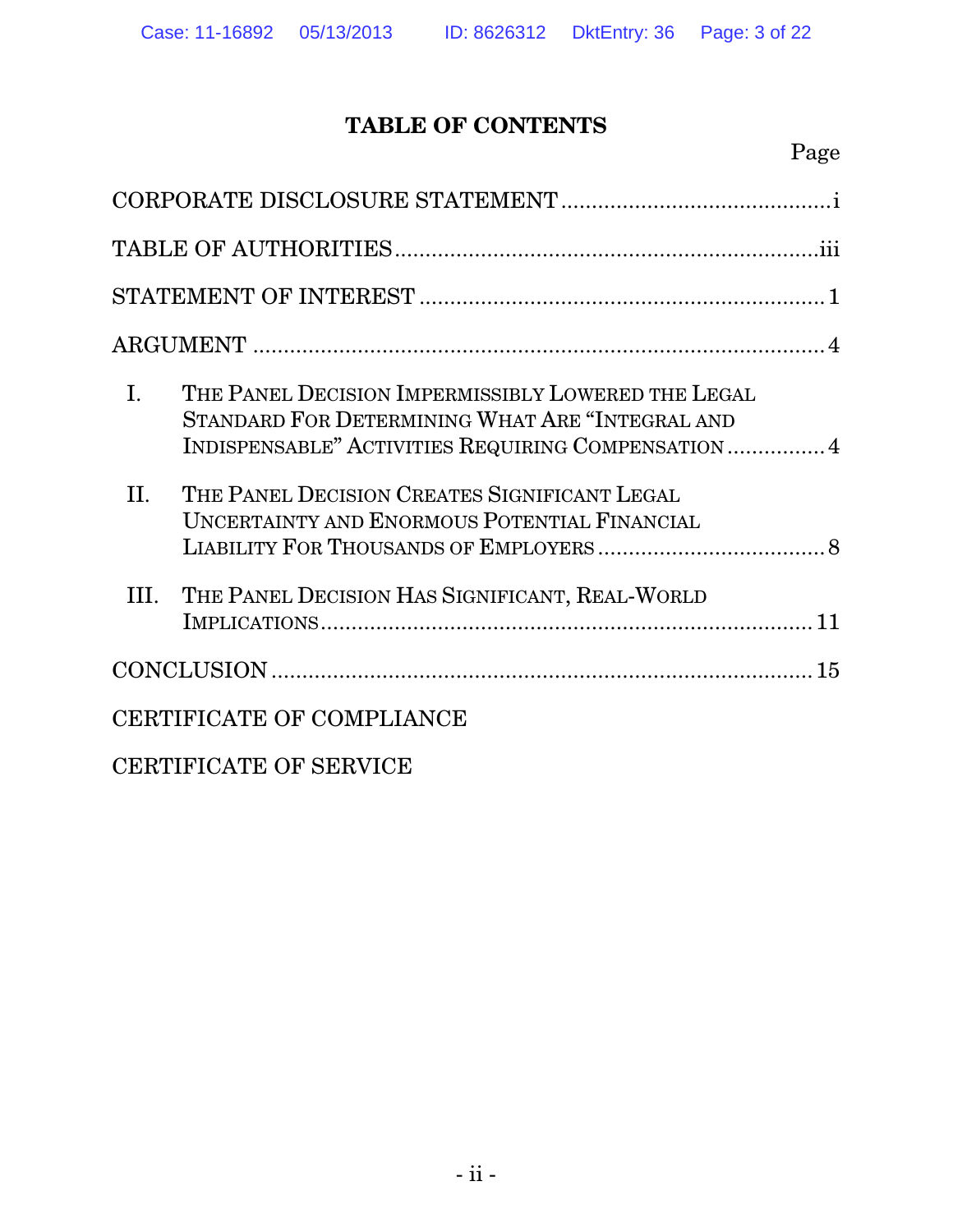# TABLE OF CONTENTS

Page

CORPORATE DISCLOSURE STATEMENT ............................................ i

TABLE OF AUTHORITIES .................................................................... iii

STATEMENT OF INTEREST ................................................................ 1

ARGUMENT .......................................................................................... 4

I. THE PANEL DECISION IMPERMISSIBLY LOWERED THE LEGAL STANDARD FOR DETERMINING WHAT ARE "INTEGRAL AND INDISPENSABLE" ACTIVITIES REQUIRING COMPENSATION ................ 4

II. THE PANEL DECISION CREATES SIGNIFICANT LEGAL UNCERTAINTY AND ENORMOUS POTENTIAL FINANCIAL LIABILITY FOR THOUSANDS OF EMPLOYERS .................................... 8

III. THE PANEL DECISION HAS SIGNIFICANT, REAL-WORLD IMPLICATIONS ............................................................................. 11

CONCLUSION ...................................................................................... 15

CERTIFICATE OF COMPLIANCE

CERTIFICATE OF SERVICE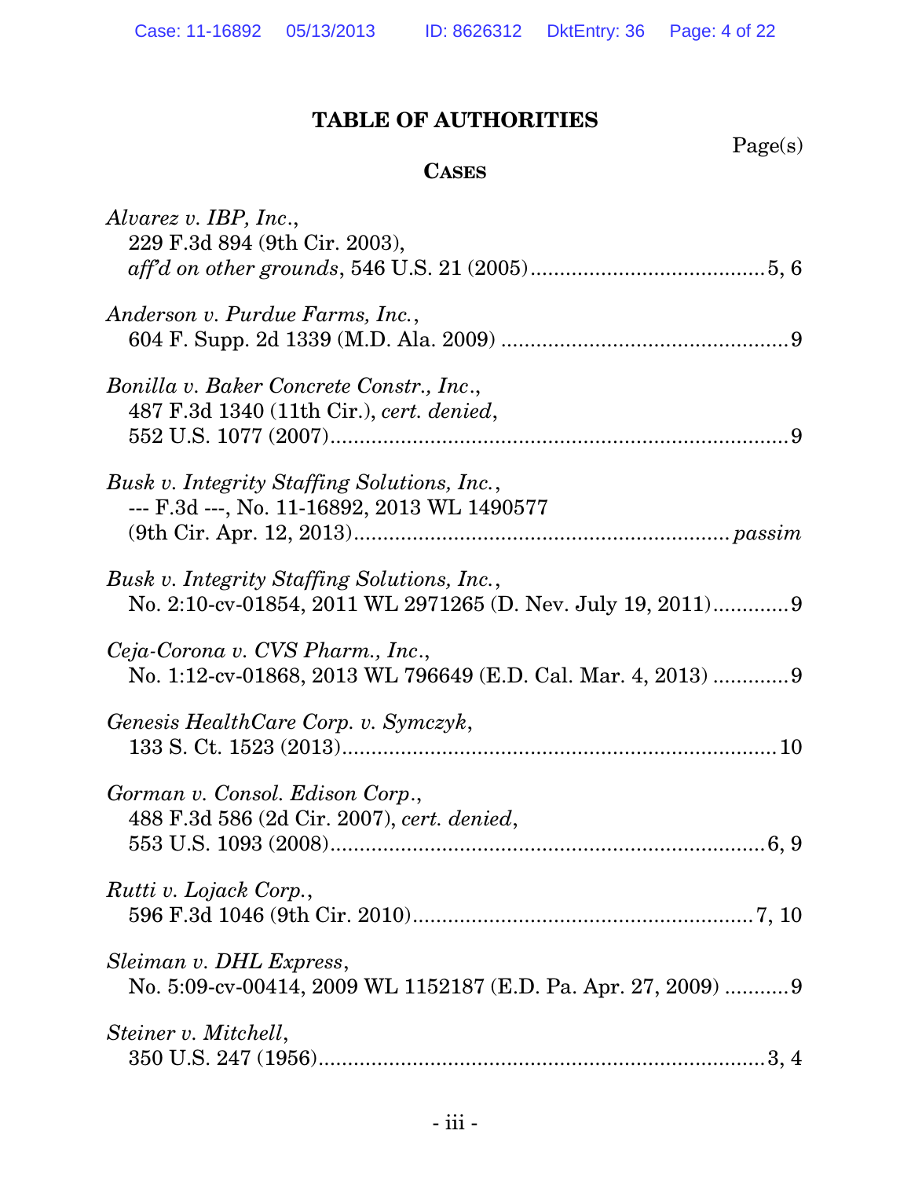# TABLE OF AUTHORITIES

Page(s)

## CASES

*Alvarez v. IBP, Inc.*,
229 F.3d 894 (9th Cir. 2003),
*aff'd on other grounds*, 546 U.S. 21 (2005)........................................5, 6

*Anderson v. Purdue Farms, Inc.*,
604 F. Supp. 2d 1339 (M.D. Ala. 2009) ................................................9

*Bonilla v. Baker Concrete Constr., Inc.*,
487 F.3d 1340 (11th Cir.), *cert. denied*,
552 U.S. 1077 (2007)...............................................................................9

*Busk v. Integrity Staffing Solutions, Inc.*,
--- F.3d ---, No. 11-16892, 2013 WL 1490577
(9th Cir. Apr. 12, 2013)................................................................*passim*

*Busk v. Integrity Staffing Solutions, Inc.*,
No. 2:10-cv-01854, 2011 WL 2971265 (D. Nev. July 19, 2011).............9

*Ceja-Corona v. CVS Pharm., Inc.*,
No. 1:12-cv-01868, 2013 WL 796649 (E.D. Cal. Mar. 4, 2013) .............9

*Genesis HealthCare Corp. v. Symczyk*,
133 S. Ct. 1523 (2013)..........................................................................10

*Gorman v. Consol. Edison Corp.*,
488 F.3d 586 (2d Cir. 2007), *cert. denied*,
553 U.S. 1093 (2008)..........................................................................6, 9

*Rutti v. Lojack Corp.*,
596 F.3d 1046 (9th Cir. 2010).........................................................7, 10

*Sleiman v. DHL Express*,
No. 5:09-cv-00414, 2009 WL 1152187 (E.D. Pa. Apr. 27, 2009) ...........9

*Steiner v. Mitchell*,
350 U.S. 247 (1956)............................................................................3, 4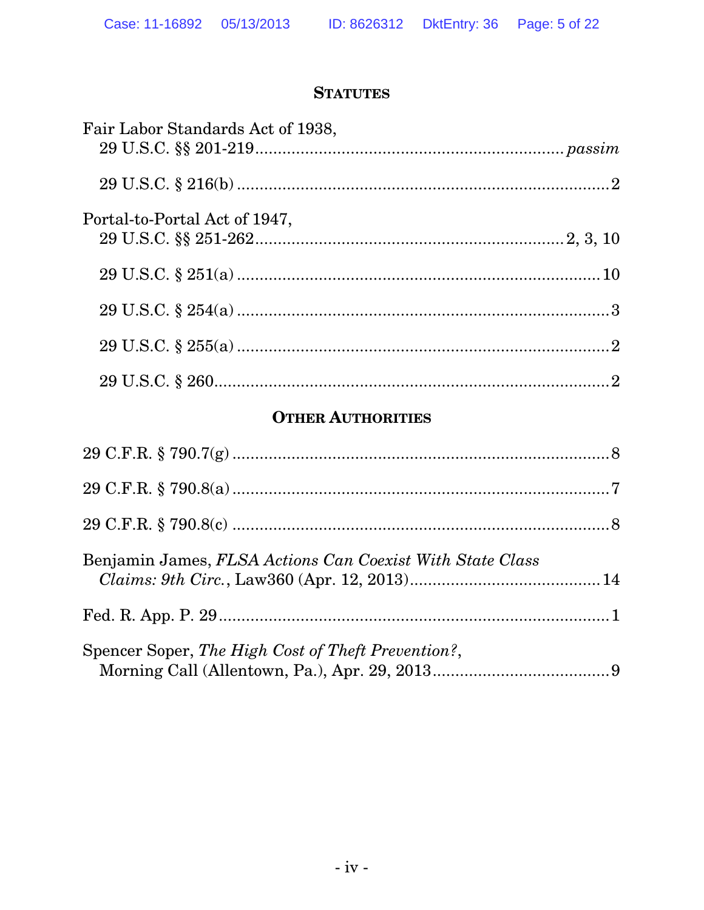## STATUTES

Fair Labor Standards Act of 1938,
29 U.S.C. §§ 201-219 .................................................................... *passim*

29 U.S.C. § 216(b) ..................................................................................... 2

Portal-to-Portal Act of 1947,
29 U.S.C. §§ 251-262 .................................................................... 2, 3, 10

29 U.S.C. § 251(a) ................................................................................... 10

29 U.S.C. § 254(a) ..................................................................................... 3

29 U.S.C. § 255(a) ..................................................................................... 2

29 U.S.C. § 260 .......................................................................................... 2

## OTHER AUTHORITIES

29 C.F.R. § 790.7(g) ................................................................................... 8

29 C.F.R. § 790.8(a) ................................................................................... 7

29 C.F.R. § 790.8(c) ................................................................................... 8

Benjamin James, *FLSA Actions Can Coexist With State Class Claims: 9th Circ.*, Law360 (Apr. 12, 2013) .......................................... 14

Fed. R. App. P. 29 ....................................................................................... 1

Spencer Soper, *The High Cost of Theft Prevention?*, Morning Call (Allentown, Pa.), Apr. 29, 2013 ....................................... 9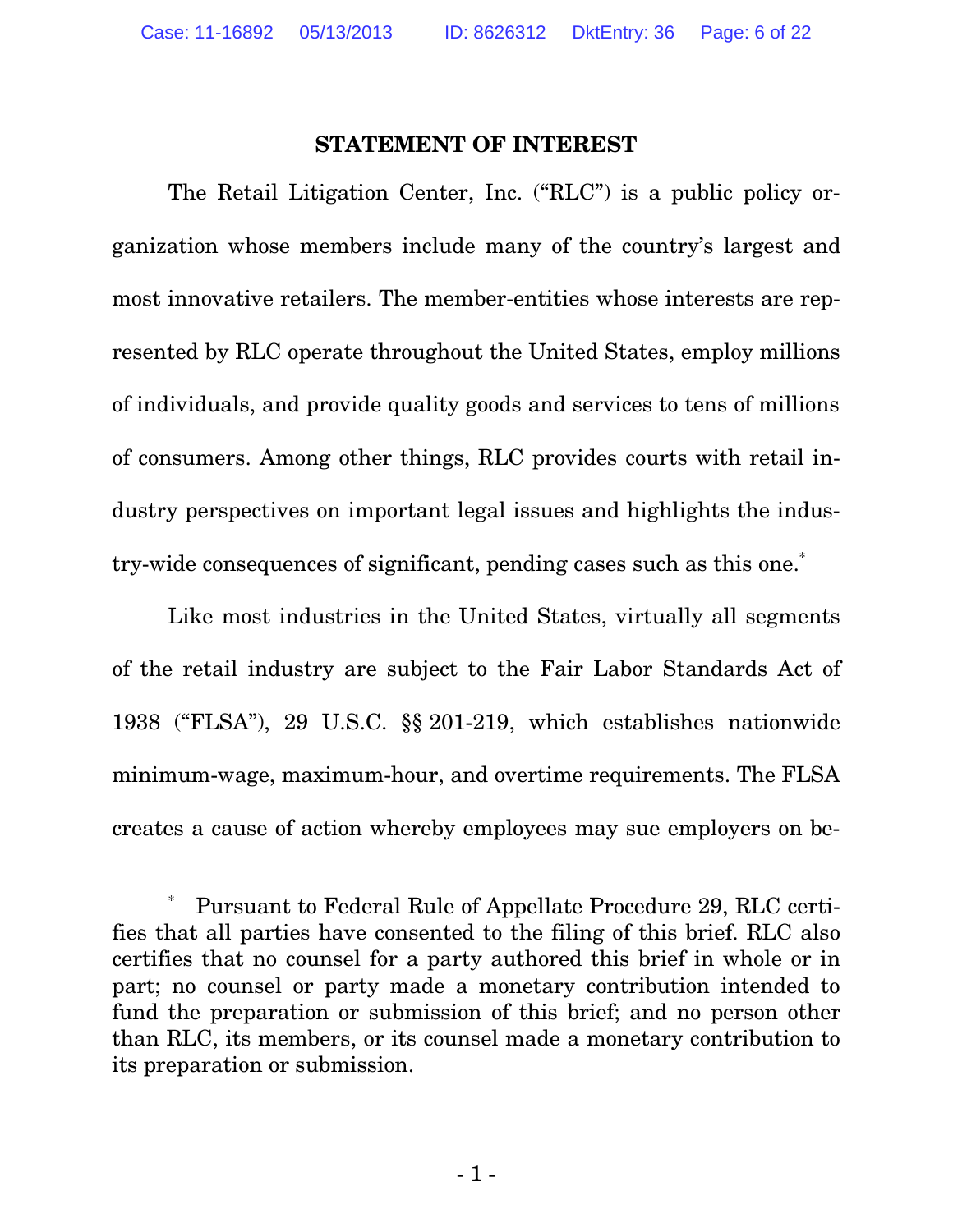## STATEMENT OF INTEREST

The Retail Litigation Center, Inc. ("RLC") is a public policy organization whose members include many of the country's largest and most innovative retailers. The member-entities whose interests are represented by RLC operate throughout the United States, employ millions of individuals, and provide quality goods and services to tens of millions of consumers. Among other things, RLC provides courts with retail industry perspectives on important legal issues and highlights the industry-wide consequences of significant, pending cases such as this one.[*]

Like most industries in the United States, virtually all segments of the retail industry are subject to the Fair Labor Standards Act of 1938 ("FLSA"), 29 U.S.C. §§ 201-219, which establishes nationwide minimum-wage, maximum-hour, and overtime requirements. The FLSA creates a cause of action whereby employees may sue employers on be-

---

[*] Pursuant to Federal Rule of Appellate Procedure 29, RLC certifies that all parties have consented to the filing of this brief. RLC also certifies that no counsel for a party authored this brief in whole or in part; no counsel or party made a monetary contribution intended to fund the preparation or submission of this brief; and no person other than RLC, its members, or its counsel made a monetary contribution to its preparation or submission.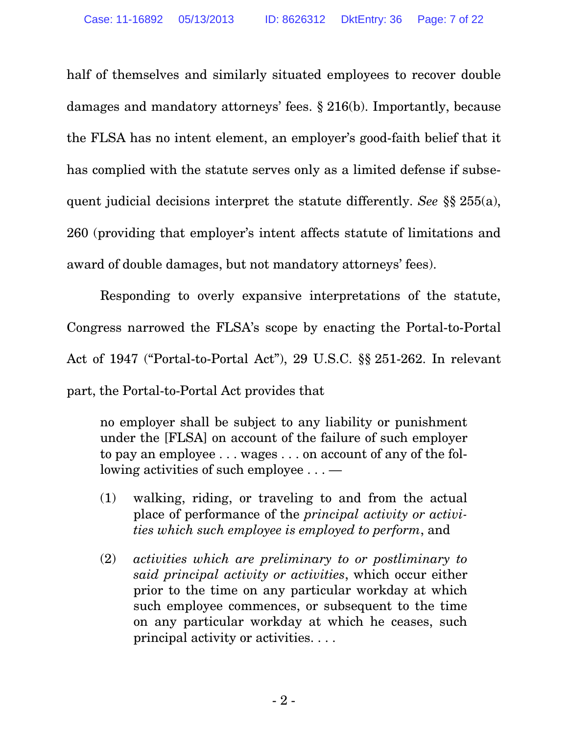half of themselves and similarly situated employees to recover double damages and mandatory attorneys' fees. § 216(b). Importantly, because the FLSA has no intent element, an employer's good-faith belief that it has complied with the statute serves only as a limited defense if subsequent judicial decisions interpret the statute differently. *See* §§ 255(a), 260 (providing that employer's intent affects statute of limitations and award of double damages, but not mandatory attorneys' fees).

Responding to overly expansive interpretations of the statute, Congress narrowed the FLSA's scope by enacting the Portal-to-Portal Act of 1947 ("Portal-to-Portal Act"), 29 U.S.C. §§ 251-262. In relevant part, the Portal-to-Portal Act provides that

> no employer shall be subject to any liability or punishment under the [FLSA] on account of the failure of such employer to pay an employee . . . wages . . . on account of any of the following activities of such employee . . . —
>
> (1) walking, riding, or traveling to and from the actual place of performance of the *principal activity or activities which such employee is employed to perform*, and
>
> (2) *activities which are preliminary to or postliminary to said principal activity or activities*, which occur either prior to the time on any particular workday at which such employee commences, or subsequent to the time on any particular workday at which he ceases, such principal activity or activities. . . .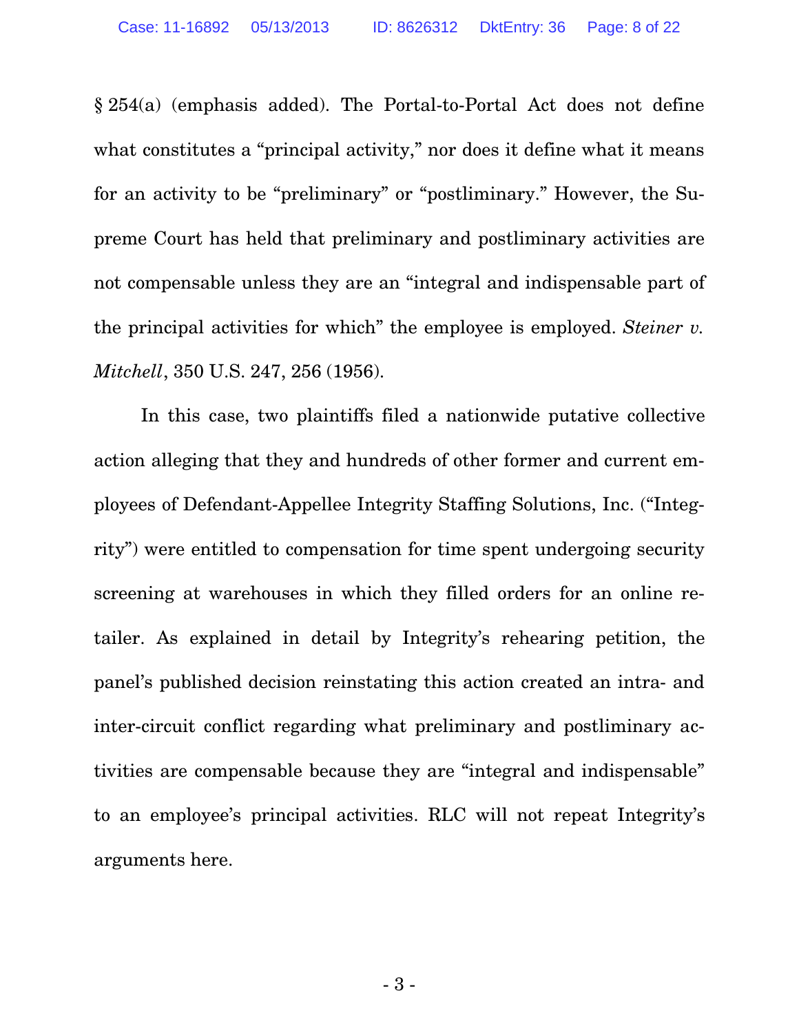§ 254(a) (emphasis added). The Portal-to-Portal Act does not define what constitutes a "principal activity," nor does it define what it means for an activity to be "preliminary" or "postliminary." However, the Supreme Court has held that preliminary and postliminary activities are not compensable unless they are an "integral and indispensable part of the principal activities for which" the employee is employed. *Steiner v. Mitchell*, 350 U.S. 247, 256 (1956).

In this case, two plaintiffs filed a nationwide putative collective action alleging that they and hundreds of other former and current employees of Defendant-Appellee Integrity Staffing Solutions, Inc. ("Integrity") were entitled to compensation for time spent undergoing security screening at warehouses in which they filled orders for an online retailer. As explained in detail by Integrity's rehearing petition, the panel's published decision reinstating this action created an intra- and inter-circuit conflict regarding what preliminary and postliminary activities are compensable because they are "integral and indispensable" to an employee's principal activities. RLC will not repeat Integrity's arguments here.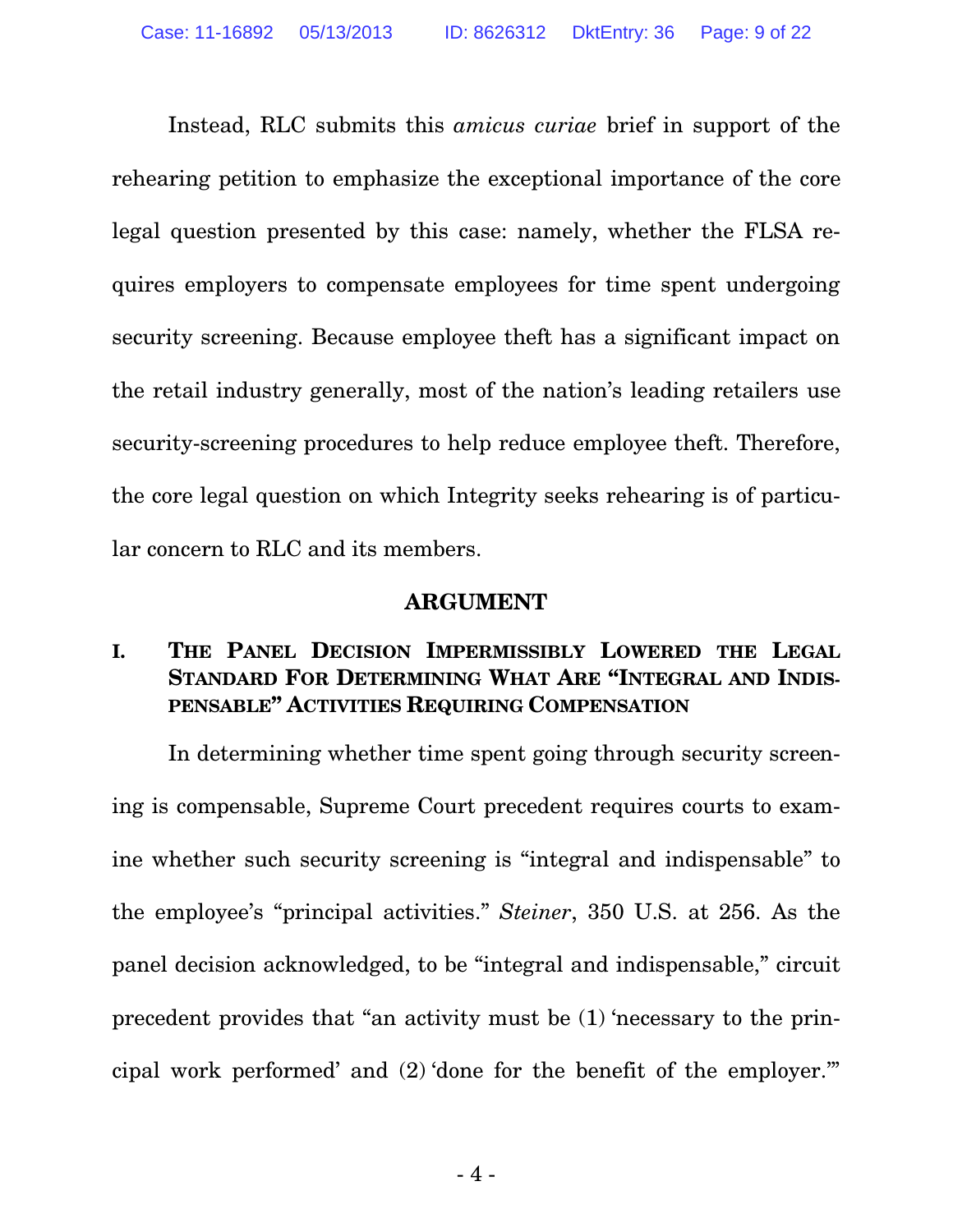Instead, RLC submits this *amicus curiae* brief in support of the rehearing petition to emphasize the exceptional importance of the core legal question presented by this case: namely, whether the FLSA requires employers to compensate employees for time spent undergoing security screening. Because employee theft has a significant impact on the retail industry generally, most of the nation's leading retailers use security-screening procedures to help reduce employee theft. Therefore, the core legal question on which Integrity seeks rehearing is of particular concern to RLC and its members.

## ARGUMENT

### I. THE PANEL DECISION IMPERMISSIBLY LOWERED THE LEGAL STANDARD FOR DETERMINING WHAT ARE "INTEGRAL AND INDISPENSABLE" ACTIVITIES REQUIRING COMPENSATION

In determining whether time spent going through security screening is compensable, Supreme Court precedent requires courts to examine whether such security screening is "integral and indispensable" to the employee's "principal activities." *Steiner*, 350 U.S. at 256. As the panel decision acknowledged, to be "integral and indispensable," circuit precedent provides that "an activity must be (1) 'necessary to the principal work performed' and (2) 'done for the benefit of the employer.'"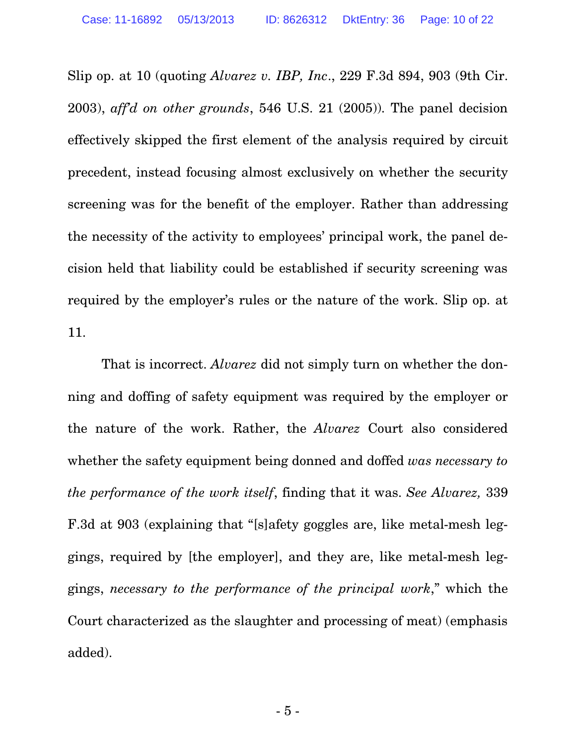Slip op. at 10 (quoting *Alvarez v. IBP, Inc*., 229 F.3d 894, 903 (9th Cir. 2003), *aff'd on other grounds*, 546 U.S. 21 (2005)). The panel decision effectively skipped the first element of the analysis required by circuit precedent, instead focusing almost exclusively on whether the security screening was for the benefit of the employer. Rather than addressing the necessity of the activity to employees' principal work, the panel decision held that liability could be established if security screening was required by the employer's rules or the nature of the work. Slip op. at 11.

That is incorrect. *Alvarez* did not simply turn on whether the donning and doffing of safety equipment was required by the employer or the nature of the work. Rather, the *Alvarez* Court also considered whether the safety equipment being donned and doffed *was necessary to the performance of the work itself*, finding that it was. *See Alvarez,* 339 F.3d at 903 (explaining that "[s]afety goggles are, like metal-mesh leggings, required by [the employer], and they are, like metal-mesh leggings, *necessary to the performance of the principal work*," which the Court characterized as the slaughter and processing of meat) (emphasis added).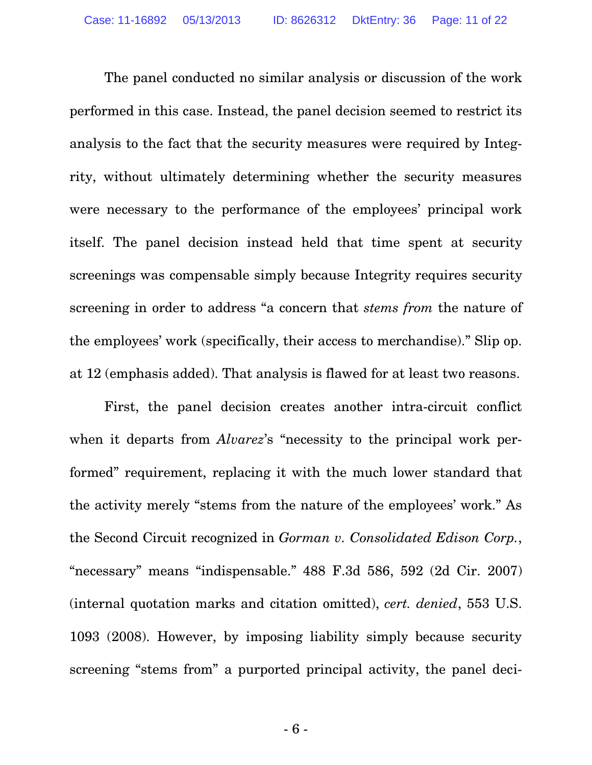The panel conducted no similar analysis or discussion of the work performed in this case. Instead, the panel decision seemed to restrict its analysis to the fact that the security measures were required by Integrity, without ultimately determining whether the security measures were necessary to the performance of the employees' principal work itself. The panel decision instead held that time spent at security screenings was compensable simply because Integrity requires security screening in order to address "a concern that *stems from* the nature of the employees' work (specifically, their access to merchandise)." Slip op. at 12 (emphasis added). That analysis is flawed for at least two reasons.

First, the panel decision creates another intra-circuit conflict when it departs from *Alvarez*'s "necessity to the principal work performed" requirement, replacing it with the much lower standard that the activity merely "stems from the nature of the employees' work." As the Second Circuit recognized in *Gorman v. Consolidated Edison Corp.*, "necessary" means "indispensable." 488 F.3d 586, 592 (2d Cir. 2007) (internal quotation marks and citation omitted), *cert. denied*, 553 U.S. 1093 (2008). However, by imposing liability simply because security screening "stems from" a purported principal activity, the panel deci-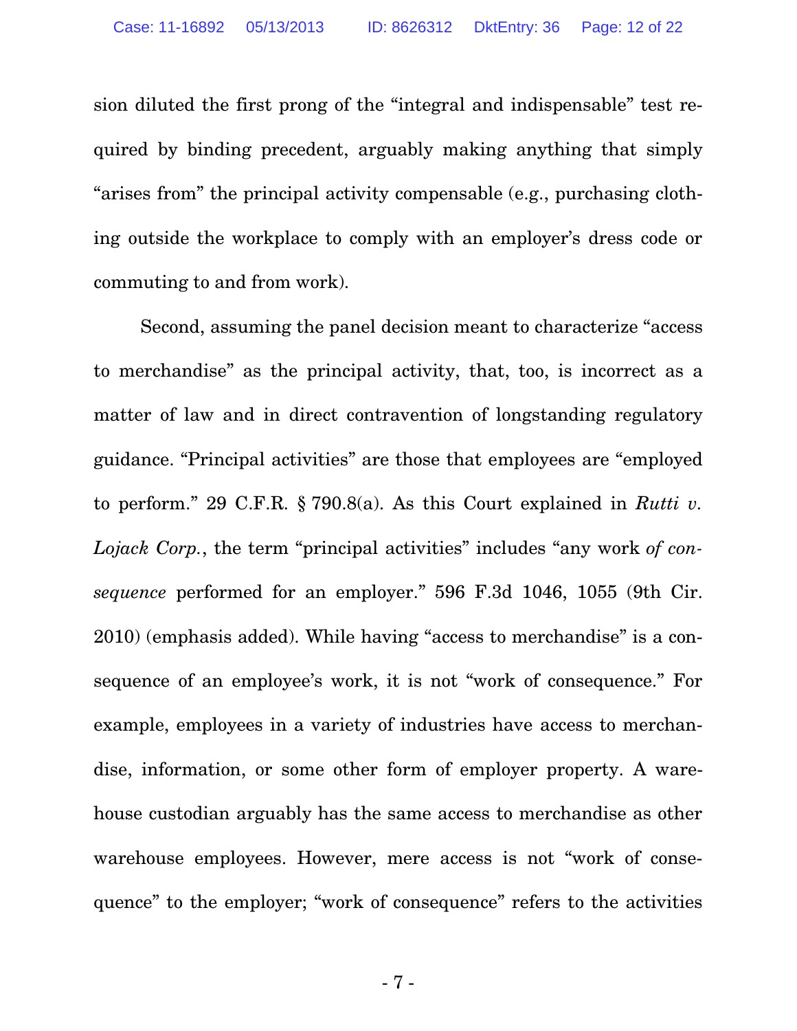sion diluted the first prong of the "integral and indispensable" test required by binding precedent, arguably making anything that simply "arises from" the principal activity compensable (e.g., purchasing clothing outside the workplace to comply with an employer's dress code or commuting to and from work).

Second, assuming the panel decision meant to characterize "access to merchandise" as the principal activity, that, too, is incorrect as a matter of law and in direct contravention of longstanding regulatory guidance. "Principal activities" are those that employees are "employed to perform." 29 C.F.R. § 790.8(a). As this Court explained in *Rutti v. Lojack Corp.*, the term "principal activities" includes "any work *of consequence* performed for an employer." 596 F.3d 1046, 1055 (9th Cir. 2010) (emphasis added). While having "access to merchandise" is a consequence of an employee's work, it is not "work of consequence." For example, employees in a variety of industries have access to merchandise, information, or some other form of employer property. A warehouse custodian arguably has the same access to merchandise as other warehouse employees. However, mere access is not "work of consequence" to the employer; "work of consequence" refers to the activities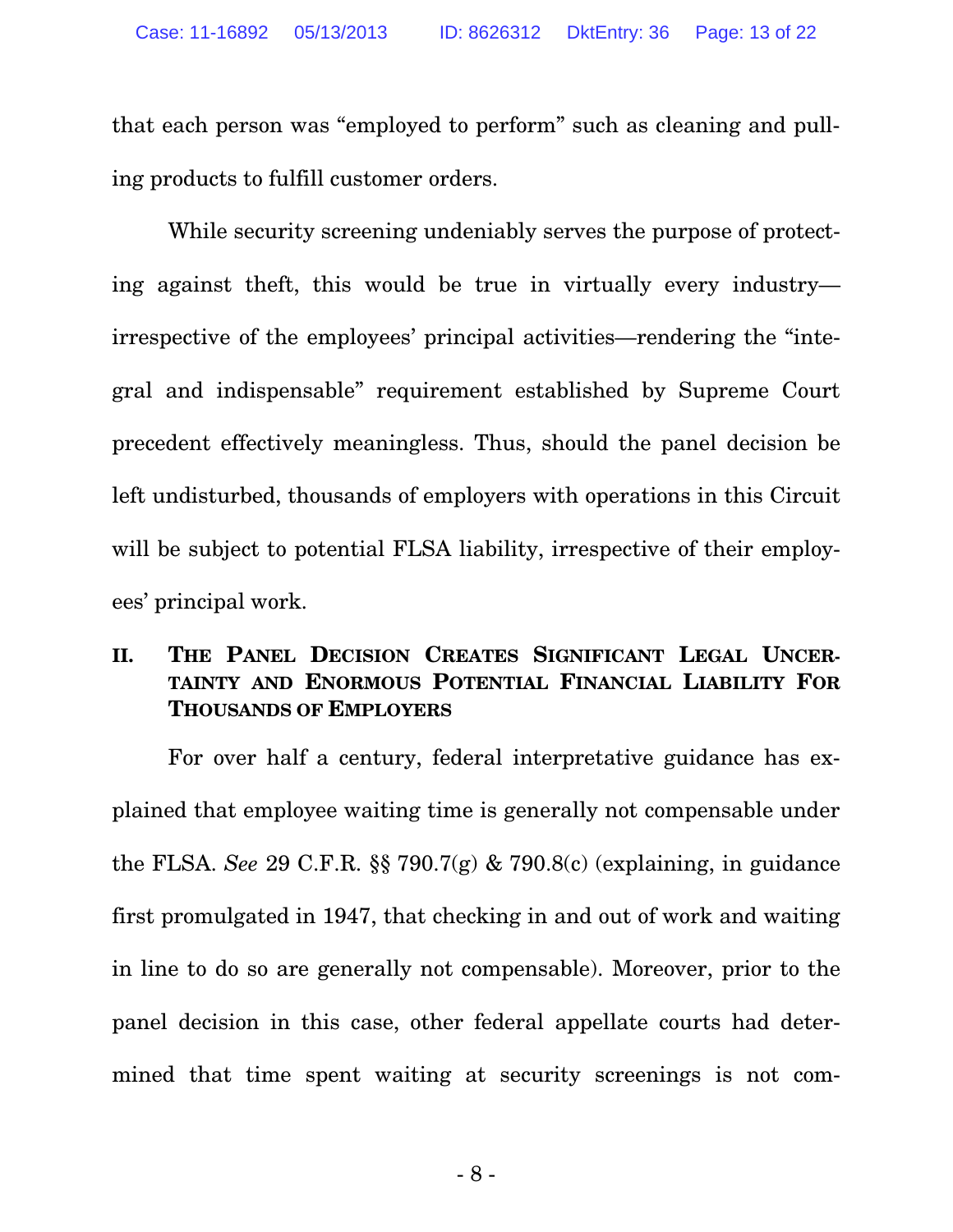that each person was "employed to perform" such as cleaning and pulling products to fulfill customer orders.

While security screening undeniably serves the purpose of protecting against theft, this would be true in virtually every industry—irrespective of the employees' principal activities—rendering the "integral and indispensable" requirement established by Supreme Court precedent effectively meaningless. Thus, should the panel decision be left undisturbed, thousands of employers with operations in this Circuit will be subject to potential FLSA liability, irrespective of their employees' principal work.

## II. THE PANEL DECISION CREATES SIGNIFICANT LEGAL UNCERTAINTY AND ENORMOUS POTENTIAL FINANCIAL LIABILITY FOR THOUSANDS OF EMPLOYERS

For over half a century, federal interpretative guidance has explained that employee waiting time is generally not compensable under the FLSA. *See* 29 C.F.R. §§ 790.7(g) & 790.8(c) (explaining, in guidance first promulgated in 1947, that checking in and out of work and waiting in line to do so are generally not compensable). Moreover, prior to the panel decision in this case, other federal appellate courts had determined that time spent waiting at security screenings is not com-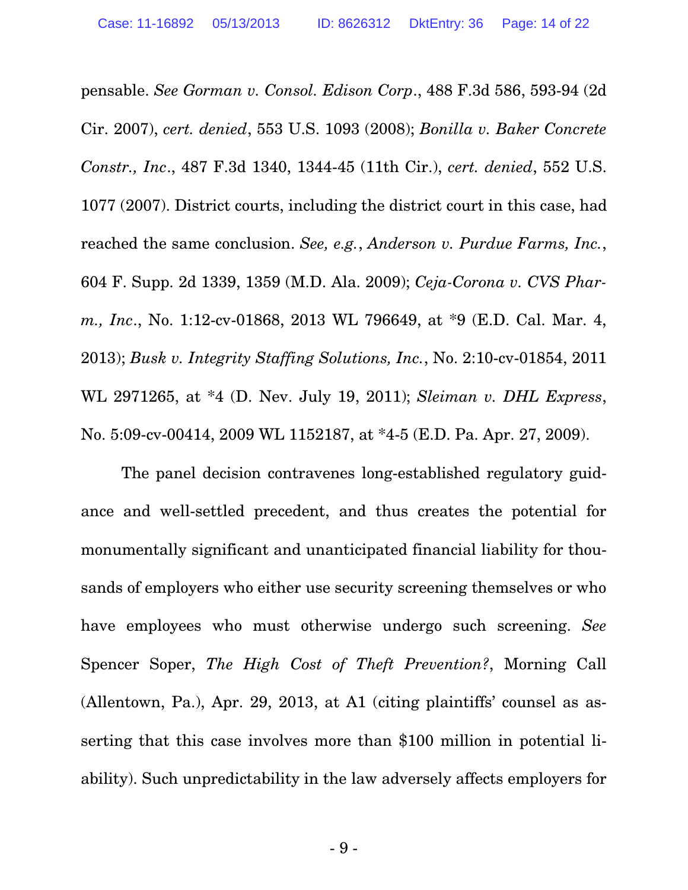pensable. *See Gorman v. Consol. Edison Corp*., 488 F.3d 586, 593-94 (2d Cir. 2007), *cert. denied*, 553 U.S. 1093 (2008); *Bonilla v. Baker Concrete Constr., Inc*., 487 F.3d 1340, 1344-45 (11th Cir.), *cert. denied*, 552 U.S. 1077 (2007). District courts, including the district court in this case, had reached the same conclusion. *See, e.g.*, *Anderson v. Purdue Farms, Inc.*, 604 F. Supp. 2d 1339, 1359 (M.D. Ala. 2009); *Ceja-Corona v. CVS Pharm., Inc*., No. 1:12-cv-01868, 2013 WL 796649, at *9 (E.D. Cal. Mar. 4, 2013); *Busk v. Integrity Staffing Solutions, Inc.*, No. 2:10-cv-01854, 2011 WL 2971265, at *4 (D. Nev. July 19, 2011); *Sleiman v. DHL Express*, No. 5:09-cv-00414, 2009 WL 1152187, at *4-5 (E.D. Pa. Apr. 27, 2009).

The panel decision contravenes long-established regulatory guidance and well-settled precedent, and thus creates the potential for monumentally significant and unanticipated financial liability for thousands of employers who either use security screening themselves or who have employees who must otherwise undergo such screening. *See* Spencer Soper, *The High Cost of Theft Prevention?*, Morning Call (Allentown, Pa.), Apr. 29, 2013, at A1 (citing plaintiffs' counsel as asserting that this case involves more than $100 million in potential liability). Such unpredictability in the law adversely affects employers for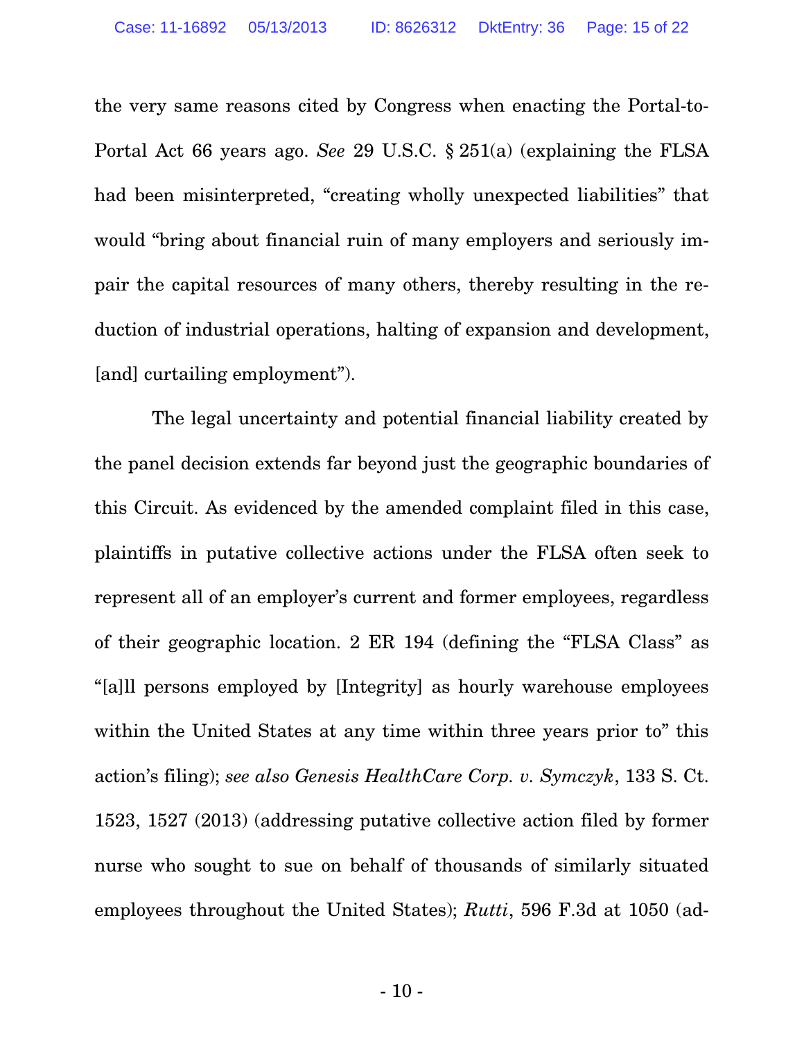the very same reasons cited by Congress when enacting the Portal-to-Portal Act 66 years ago. *See* 29 U.S.C. § 251(a) (explaining the FLSA had been misinterpreted, "creating wholly unexpected liabilities" that would "bring about financial ruin of many employers and seriously impair the capital resources of many others, thereby resulting in the reduction of industrial operations, halting of expansion and development, [and] curtailing employment").

The legal uncertainty and potential financial liability created by the panel decision extends far beyond just the geographic boundaries of this Circuit. As evidenced by the amended complaint filed in this case, plaintiffs in putative collective actions under the FLSA often seek to represent all of an employer's current and former employees, regardless of their geographic location. 2 ER 194 (defining the "FLSA Class" as "[a]ll persons employed by [Integrity] as hourly warehouse employees within the United States at any time within three years prior to" this action's filing); *see also Genesis HealthCare Corp. v. Symczyk*, 133 S. Ct. 1523, 1527 (2013) (addressing putative collective action filed by former nurse who sought to sue on behalf of thousands of similarly situated employees throughout the United States); *Rutti*, 596 F.3d at 1050 (ad-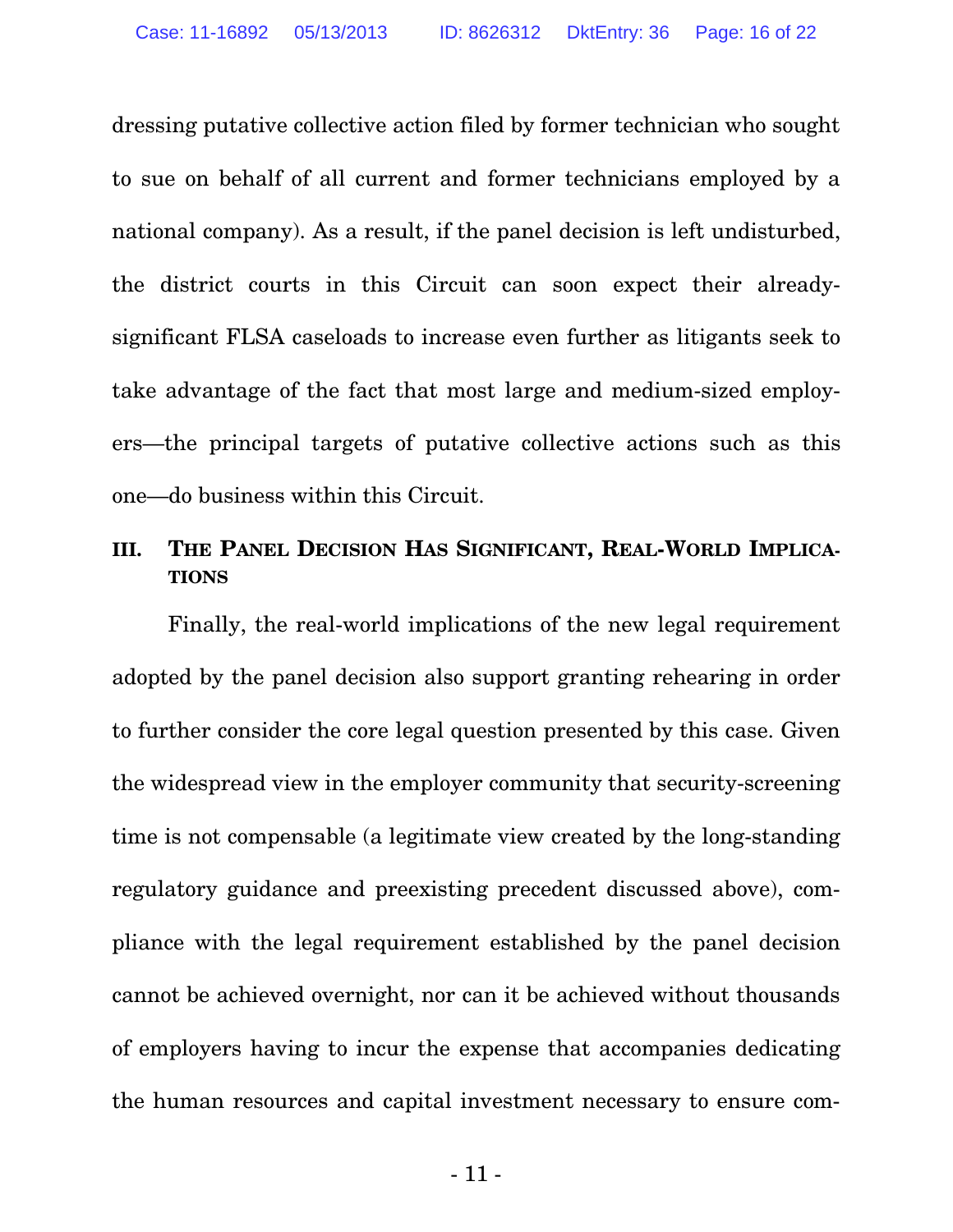dressing putative collective action filed by former technician who sought to sue on behalf of all current and former technicians employed by a national company). As a result, if the panel decision is left undisturbed, the district courts in this Circuit can soon expect their already-significant FLSA caseloads to increase even further as litigants seek to take advantage of the fact that most large and medium-sized employers—the principal targets of putative collective actions such as this one—do business within this Circuit.

## III. The Panel Decision Has Significant, Real-World Implications

Finally, the real-world implications of the new legal requirement adopted by the panel decision also support granting rehearing in order to further consider the core legal question presented by this case. Given the widespread view in the employer community that security-screening time is not compensable (a legitimate view created by the long-standing regulatory guidance and preexisting precedent discussed above), compliance with the legal requirement established by the panel decision cannot be achieved overnight, nor can it be achieved without thousands of employers having to incur the expense that accompanies dedicating the human resources and capital investment necessary to ensure com-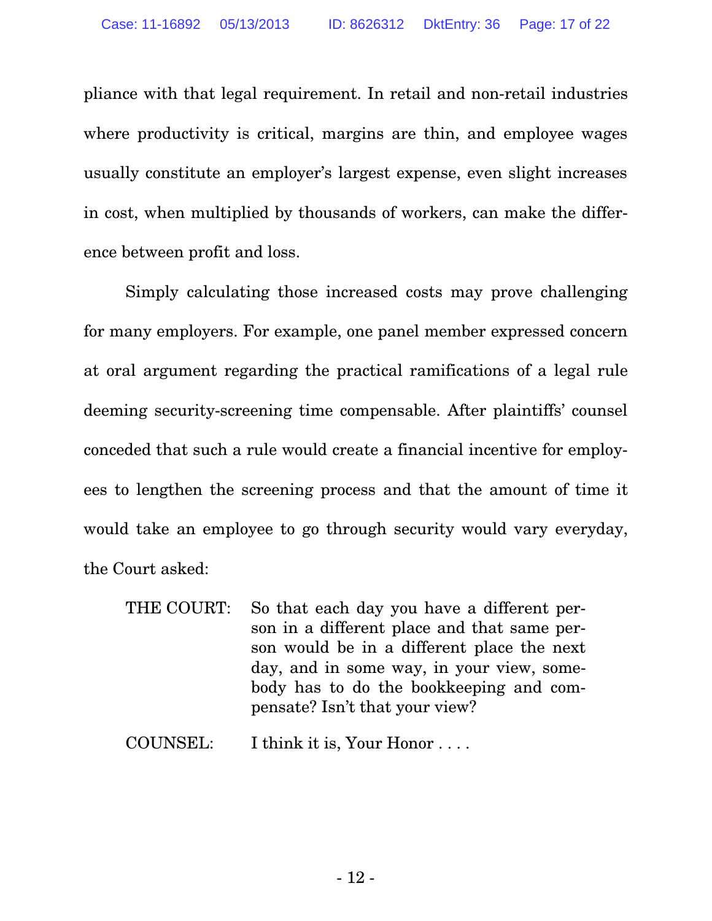pliance with that legal requirement. In retail and non-retail industries where productivity is critical, margins are thin, and employee wages usually constitute an employer's largest expense, even slight increases in cost, when multiplied by thousands of workers, can make the difference between profit and loss.

Simply calculating those increased costs may prove challenging for many employers. For example, one panel member expressed concern at oral argument regarding the practical ramifications of a legal rule deeming security-screening time compensable. After plaintiffs' counsel conceded that such a rule would create a financial incentive for employees to lengthen the screening process and that the amount of time it would take an employee to go through security would vary everyday, the Court asked:

> THE COURT: So that each day you have a different person in a different place and that same person would be in a different place the next day, and in some way, in your view, somebody has to do the bookkeeping and compensate? Isn't that your view?
>
> COUNSEL: I think it is, Your Honor . . . .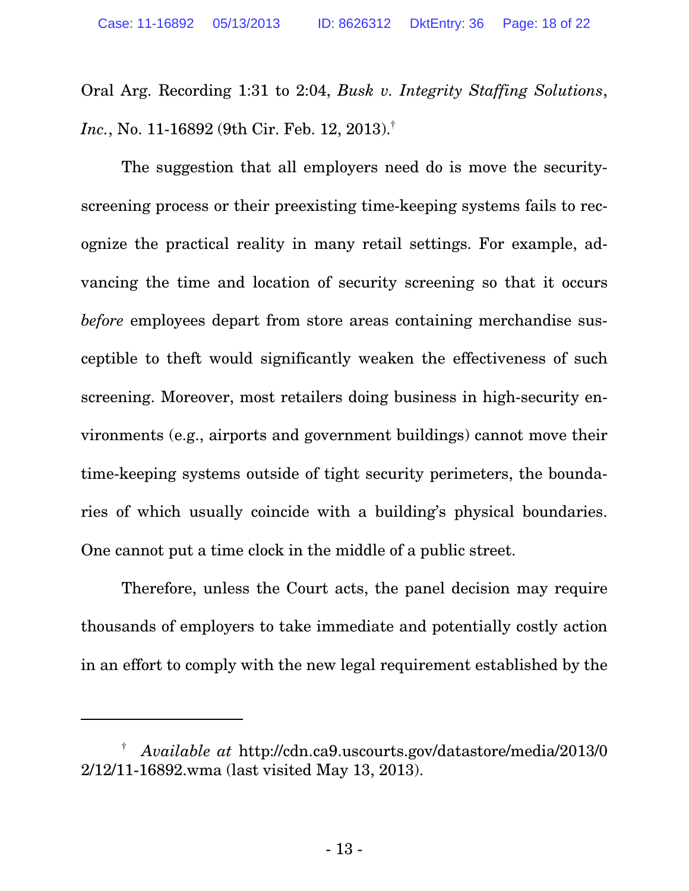Oral Arg. Recording 1:31 to 2:04, *Busk v. Integrity Staffing Solutions, Inc.*, No. 11-16892 (9th Cir. Feb. 12, 2013).[†]

The suggestion that all employers need do is move the security-screening process or their preexisting time-keeping systems fails to recognize the practical reality in many retail settings. For example, advancing the time and location of security screening so that it occurs *before* employees depart from store areas containing merchandise susceptible to theft would significantly weaken the effectiveness of such screening. Moreover, most retailers doing business in high-security environments (e.g., airports and government buildings) cannot move their time-keeping systems outside of tight security perimeters, the boundaries of which usually coincide with a building's physical boundaries. One cannot put a time clock in the middle of a public street.

Therefore, unless the Court acts, the panel decision may require thousands of employers to take immediate and potentially costly action in an effort to comply with the new legal requirement established by the

---

[†] *Available at* http://cdn.ca9.uscourts.gov/datastore/media/2013/02/12/11-16892.wma (last visited May 13, 2013).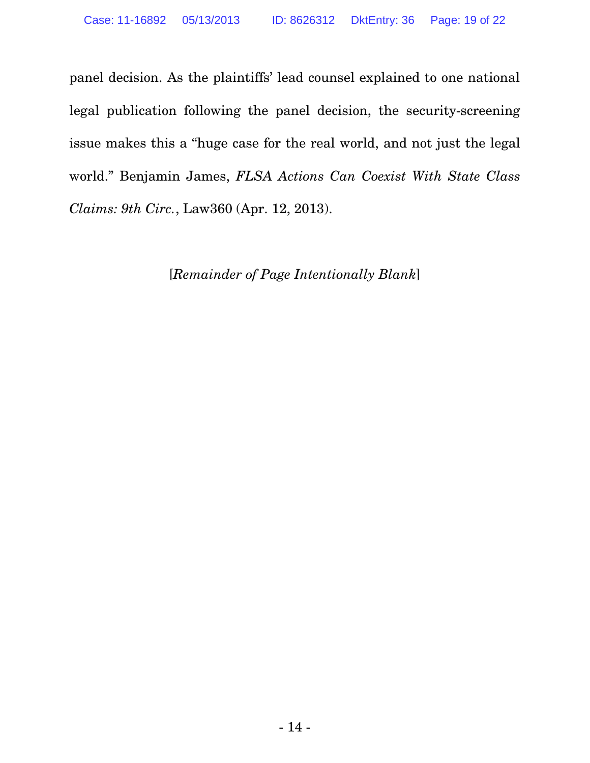panel decision. As the plaintiffs' lead counsel explained to one national legal publication following the panel decision, the security-screening issue makes this a "huge case for the real world, and not just the legal world." Benjamin James, *FLSA Actions Can Coexist With State Class Claims: 9th Circ.*, Law360 (Apr. 12, 2013).

[*Remainder of Page Intentionally Blank*]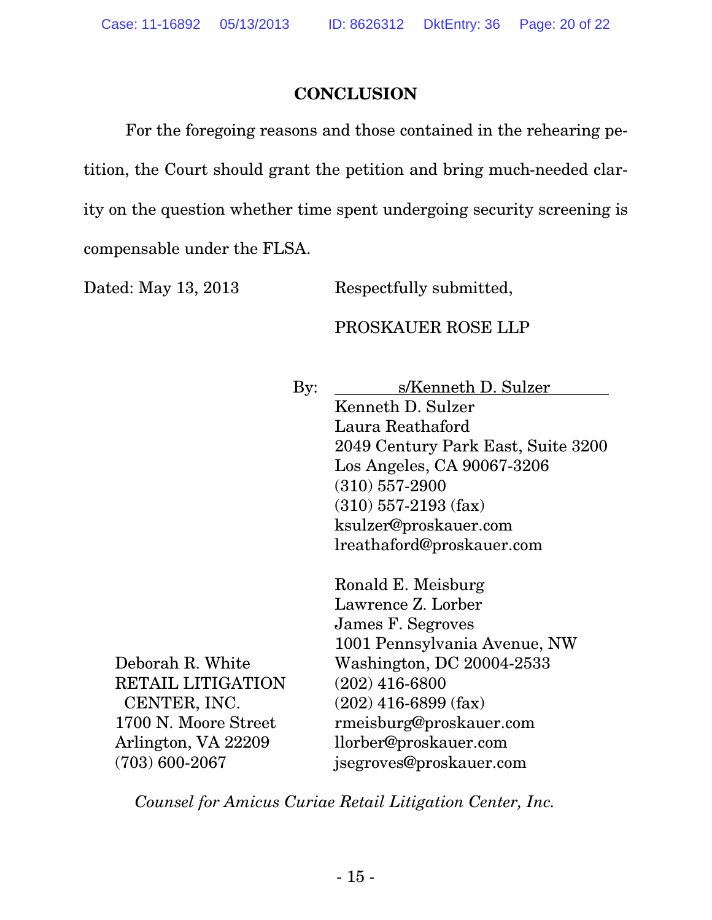## CONCLUSION

For the foregoing reasons and those contained in the rehearing petition, the Court should grant the petition and bring much-needed clarity on the question whether time spent undergoing security screening is compensable under the FLSA.

Dated: May 13, 2013

Respectfully submitted,

PROSKAUER ROSE LLP

By: s/Kenneth D. Sulzer
Kenneth D. Sulzer
Laura Reathaford
2049 Century Park East, Suite 3200
Los Angeles, CA 90067-3206
(310) 557-2900
(310) 557-2193 (fax)
ksulzer@proskauer.com
lreathaford@proskauer.com

Ronald E. Meisburg
Lawrence Z. Lorber
James F. Segroves
1001 Pennsylvania Avenue, NW
Washington, DC 20004-2533
(202) 416-6800
(202) 416-6899 (fax)
rmeisburg@proskauer.com
llorber@proskauer.com
jsegroves@proskauer.com

Deborah R. White
RETAIL LITIGATION CENTER, INC.
1700 N. Moore Street
Arlington, VA 22209
(703) 600-2067

*Counsel for Amicus Curiae Retail Litigation Center, Inc.*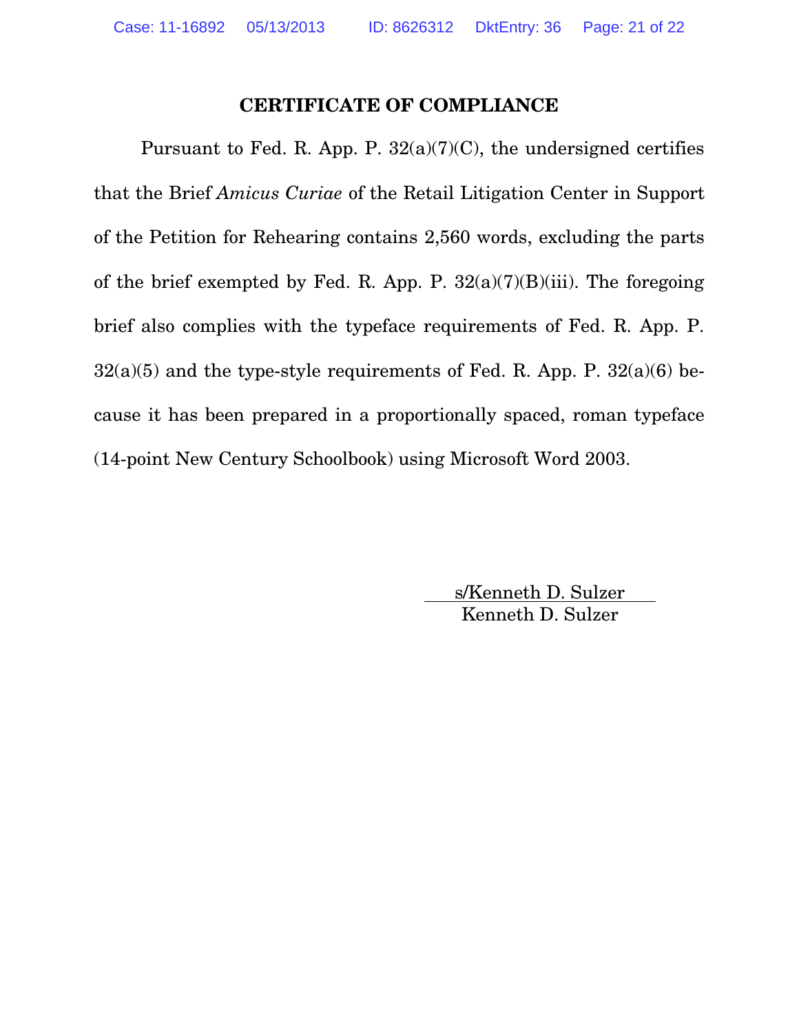## CERTIFICATE OF COMPLIANCE

Pursuant to Fed. R. App. P. 32(a)(7)(C), the undersigned certifies that the Brief *Amicus Curiae* of the Retail Litigation Center in Support of the Petition for Rehearing contains 2,560 words, excluding the parts of the brief exempted by Fed. R. App. P. 32(a)(7)(B)(iii). The foregoing brief also complies with the typeface requirements of Fed. R. App. P. 32(a)(5) and the type-style requirements of Fed. R. App. P. 32(a)(6) because it has been prepared in a proportionally spaced, roman typeface (14-point New Century Schoolbook) using Microsoft Word 2003.

s/Kenneth D. Sulzer
Kenneth D. Sulzer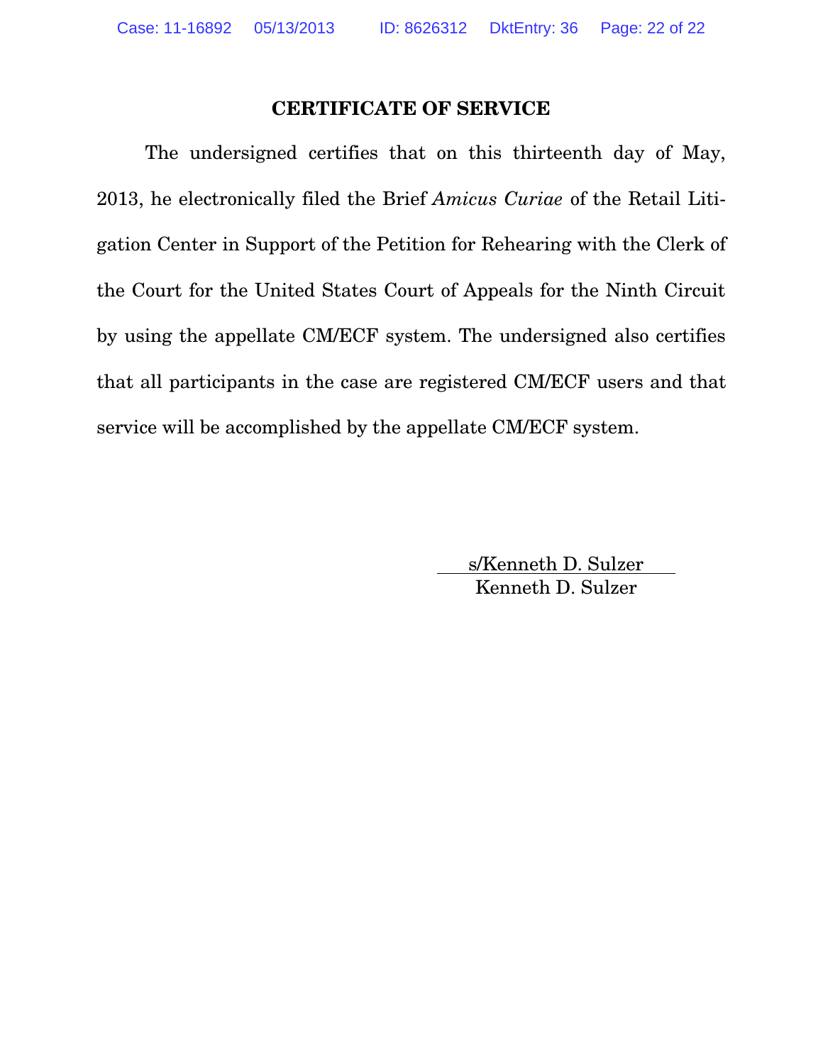## CERTIFICATE OF SERVICE

The undersigned certifies that on this thirteenth day of May, 2013, he electronically filed the Brief *Amicus Curiae* of the Retail Litigation Center in Support of the Petition for Rehearing with the Clerk of the Court for the United States Court of Appeals for the Ninth Circuit by using the appellate CM/ECF system. The undersigned also certifies that all participants in the case are registered CM/ECF users and that service will be accomplished by the appellate CM/ECF system.

s/Kenneth D. Sulzer
Kenneth D. Sulzer